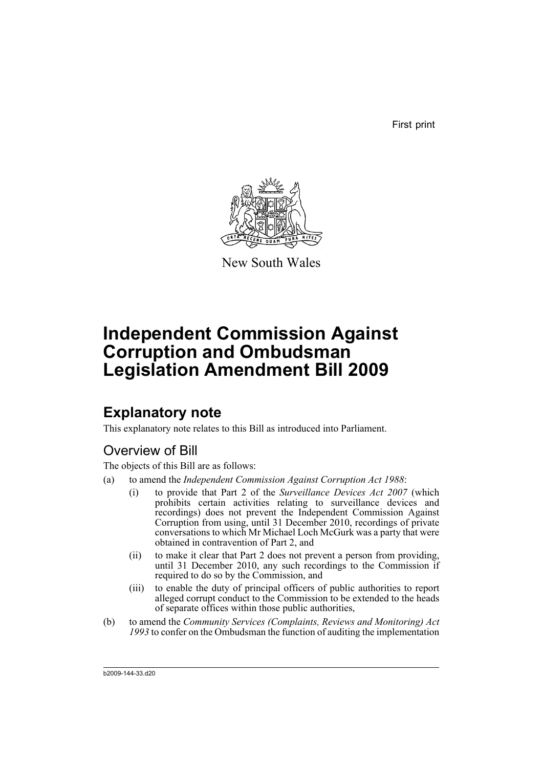First print

New South Wales

# Independent Commission Against Corruption and Ombudsman Legislation Amendment Bill 2009

## Explanatory note

This explanatory note relates to this Bill as introduced into Parliament.

### Overview of Bill

The objects of this Bill are as follows:

(a) to amend the *Independent Commission Against Corruption Act 1988*:

   (i) to provide that Part 2 of the *Surveillance Devices Act 2007* (which prohibits certain activities relating to surveillance devices and recordings) does not prevent the Independent Commission Against Corruption from using, until 31 December 2010, recordings of private conversations to which Mr Michael Loch McGurk was a party that were obtained in contravention of Part 2, and

   (ii) to make it clear that Part 2 does not prevent a person from providing, until 31 December 2010, any such recordings to the Commission if required to do so by the Commission, and

   (iii) to enable the duty of principal officers of public authorities to report alleged corrupt conduct to the Commission to be extended to the heads of separate offices within those public authorities,

(b) to amend the *Community Services (Complaints, Reviews and Monitoring) Act 1993* to confer on the Ombudsman the function of auditing the implementation

b2009-144-33.d20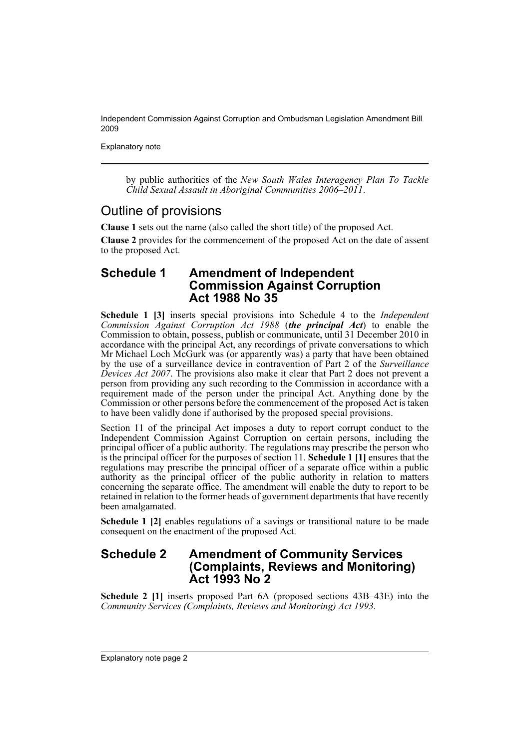by public authorities of the *New South Wales Interagency Plan To Tackle Child Sexual Assault in Aboriginal Communities 2006–2011*.

## Outline of provisions

**Clause 1** sets out the name (also called the short title) of the proposed Act.

**Clause 2** provides for the commencement of the proposed Act on the date of assent to the proposed Act.

### Schedule 1 Amendment of Independent Commission Against Corruption Act 1988 No 35

**Schedule 1 [3]** inserts special provisions into Schedule 4 to the *Independent Commission Against Corruption Act 1988* (***the principal Act***) to enable the Commission to obtain, possess, publish or communicate, until 31 December 2010 in accordance with the principal Act, any recordings of private conversations to which Mr Michael Loch McGurk was (or apparently was) a party that have been obtained by the use of a surveillance device in contravention of Part 2 of the *Surveillance Devices Act 2007*. The provisions also make it clear that Part 2 does not prevent a person from providing any such recording to the Commission in accordance with a requirement made of the person under the principal Act. Anything done by the Commission or other persons before the commencement of the proposed Act is taken to have been validly done if authorised by the proposed special provisions.

Section 11 of the principal Act imposes a duty to report corrupt conduct to the Independent Commission Against Corruption on certain persons, including the principal officer of a public authority. The regulations may prescribe the person who is the principal officer for the purposes of section 11. **Schedule 1 [1]** ensures that the regulations may prescribe the principal officer of a separate office within a public authority as the principal officer of the public authority in relation to matters concerning the separate office. The amendment will enable the duty to report to be retained in relation to the former heads of government departments that have recently been amalgamated.

**Schedule 1 [2]** enables regulations of a savings or transitional nature to be made consequent on the enactment of the proposed Act.

### Schedule 2 Amendment of Community Services (Complaints, Reviews and Monitoring) Act 1993 No 2

**Schedule 2 [1]** inserts proposed Part 6A (proposed sections 43B–43E) into the *Community Services (Complaints, Reviews and Monitoring) Act 1993*.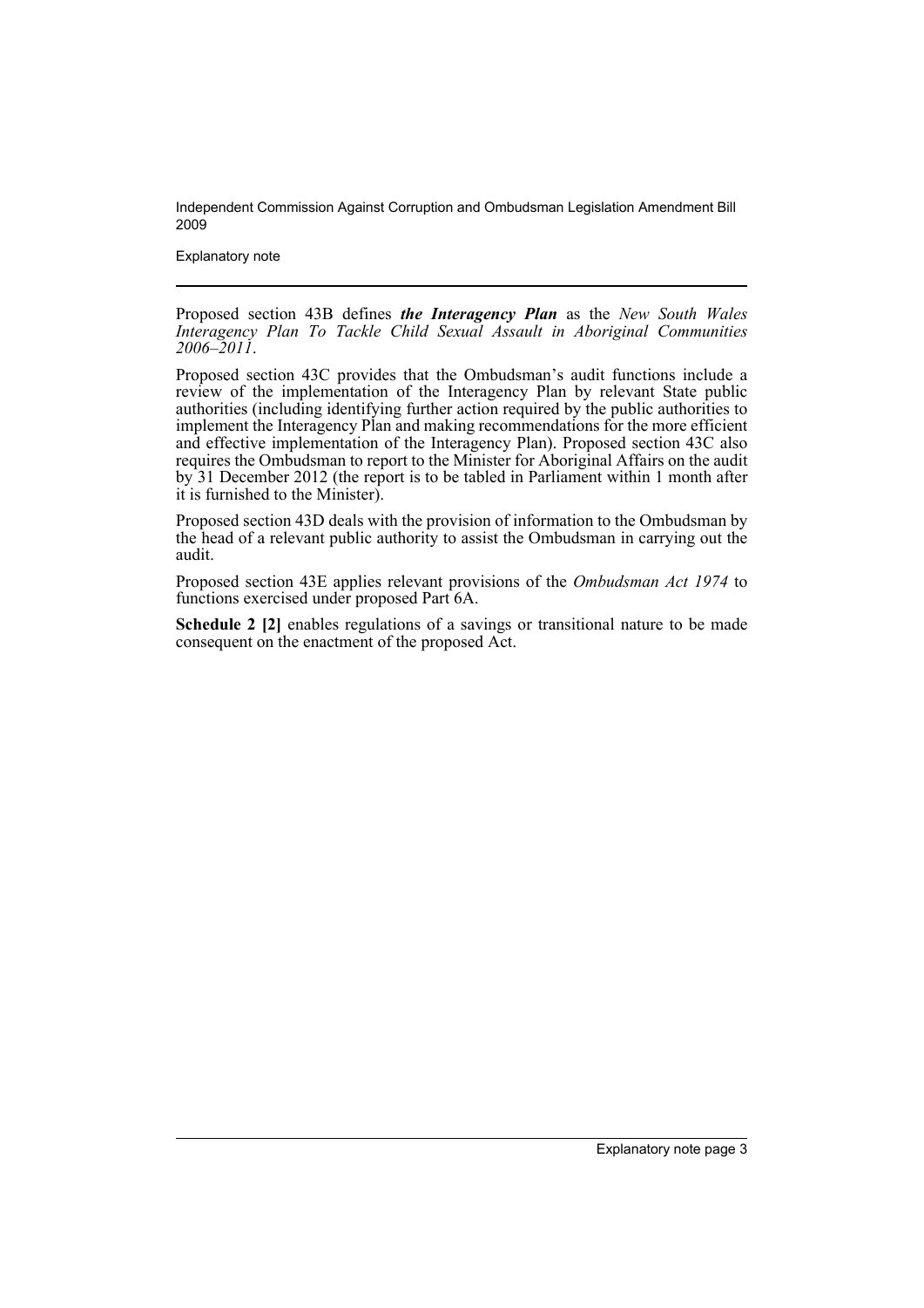Proposed section 43B defines ***the Interagency Plan*** as the *New South Wales Interagency Plan To Tackle Child Sexual Assault in Aboriginal Communities 2006–2011*.

Proposed section 43C provides that the Ombudsman's audit functions include a review of the implementation of the Interagency Plan by relevant State public authorities (including identifying further action required by the public authorities to implement the Interagency Plan and making recommendations for the more efficient and effective implementation of the Interagency Plan). Proposed section 43C also requires the Ombudsman to report to the Minister for Aboriginal Affairs on the audit by 31 December 2012 (the report is to be tabled in Parliament within 1 month after it is furnished to the Minister).

Proposed section 43D deals with the provision of information to the Ombudsman by the head of a relevant public authority to assist the Ombudsman in carrying out the audit.

Proposed section 43E applies relevant provisions of the *Ombudsman Act 1974* to functions exercised under proposed Part 6A.

**Schedule 2 [2]** enables regulations of a savings or transitional nature to be made consequent on the enactment of the proposed Act.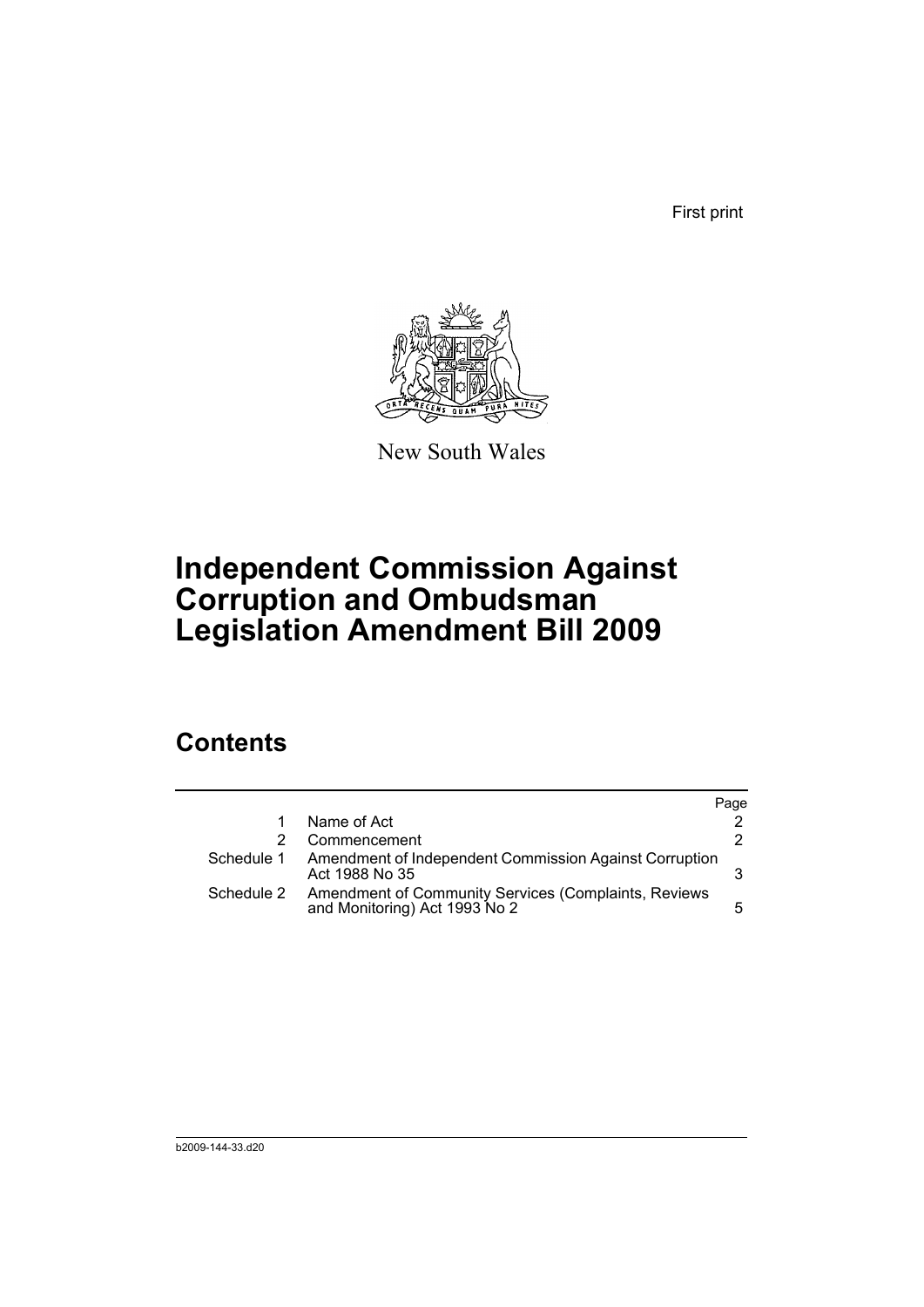First print

New South Wales

# Independent Commission Against Corruption and Ombudsman Legislation Amendment Bill 2009

## Contents

| | | Page |
|---|---|---|
| 1 | Name of Act | 2 |
| 2 | Commencement | 2 |
| Schedule 1 | Amendment of Independent Commission Against Corruption Act 1988 No 35 | 3 |
| Schedule 2 | Amendment of Community Services (Complaints, Reviews and Monitoring) Act 1993 No 2 | 5 |

b2009-144-33.d20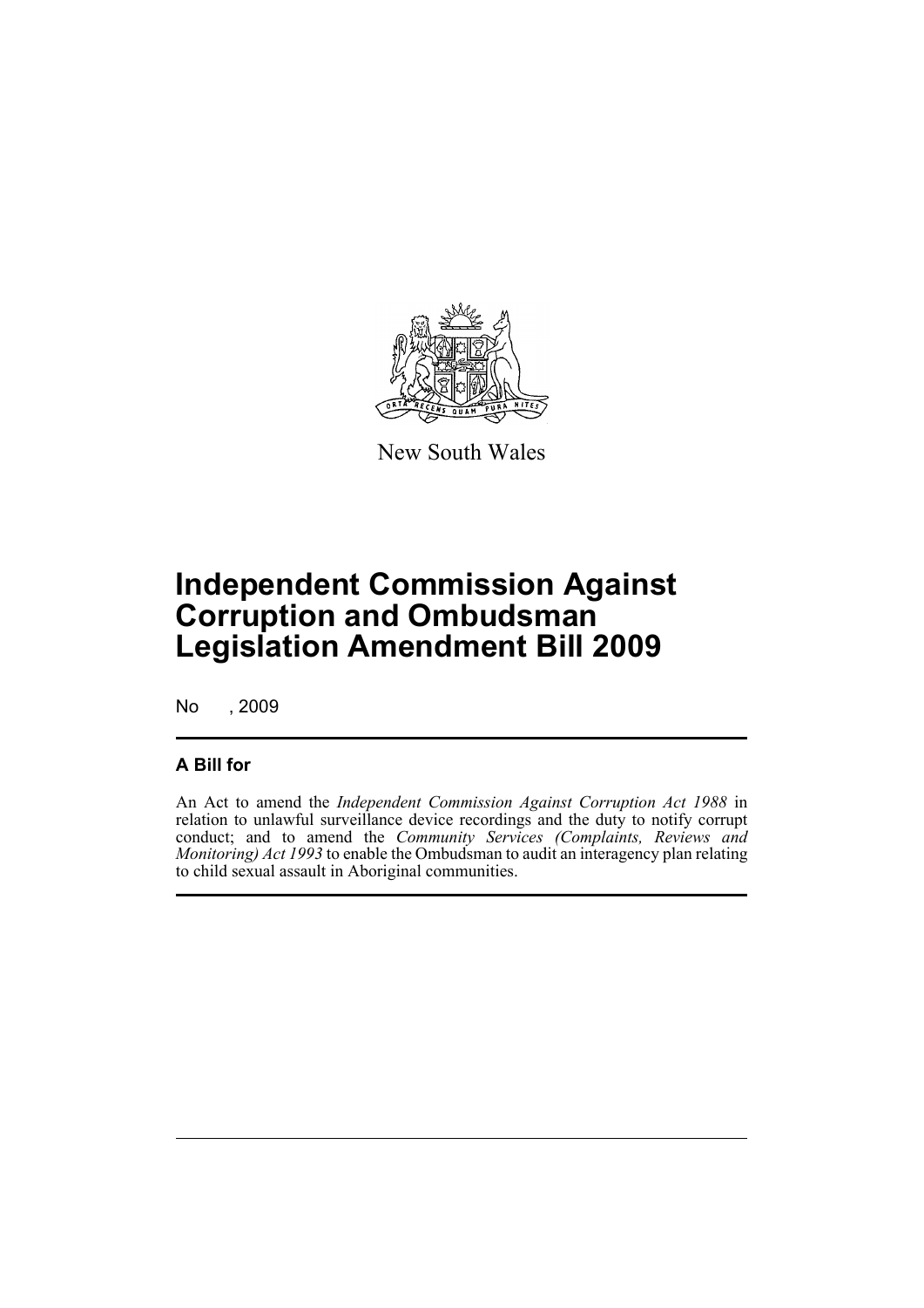New South Wales

# Independent Commission Against Corruption and Ombudsman Legislation Amendment Bill 2009

No , 2009

## A Bill for

An Act to amend the *Independent Commission Against Corruption Act 1988* in relation to unlawful surveillance device recordings and the duty to notify corrupt conduct; and to amend the *Community Services (Complaints, Reviews and Monitoring) Act 1993* to enable the Ombudsman to audit an interagency plan relating to child sexual assault in Aboriginal communities.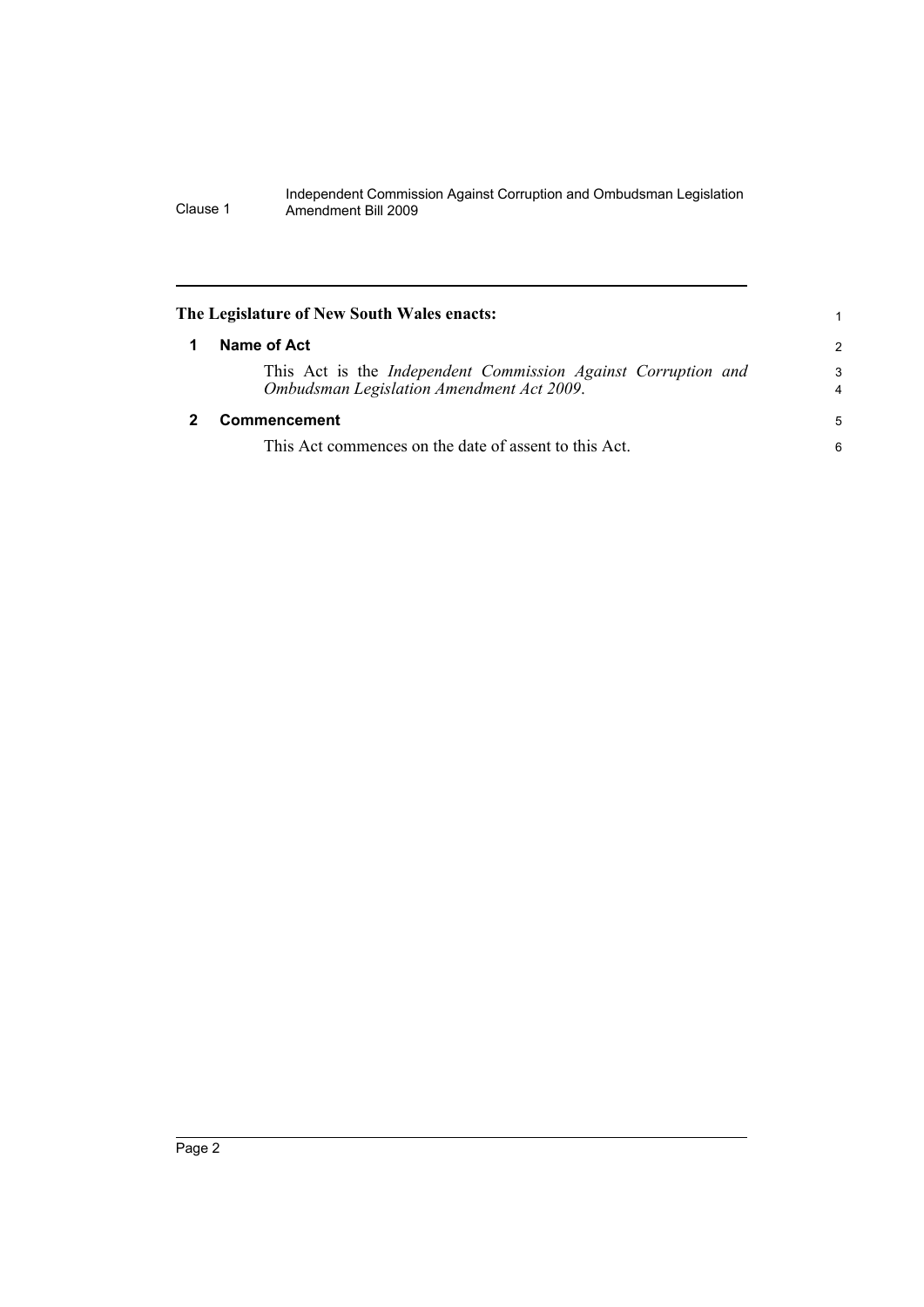**The Legislature of New South Wales enacts:**

## 1 Name of Act

This Act is the *Independent Commission Against Corruption and Ombudsman Legislation Amendment Act 2009*.

## 2 Commencement

This Act commences on the date of assent to this Act.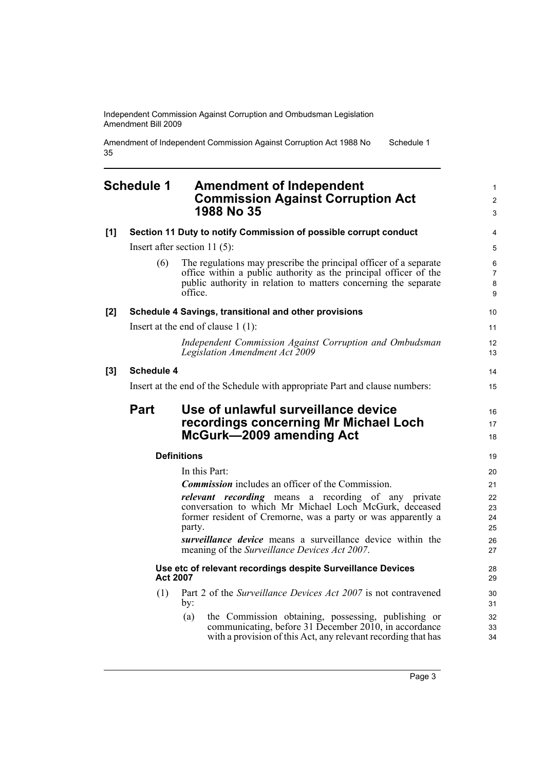# Schedule 1 Amendment of Independent Commission Against Corruption Act 1988 No 35

**[1] Section 11 Duty to notify Commission of possible corrupt conduct**

Insert after section 11 (5):

(6) The regulations may prescribe the principal officer of a separate office within a public authority as the principal officer of the public authority in relation to matters concerning the separate office.

**[2] Schedule 4 Savings, transitional and other provisions**

Insert at the end of clause 1 (1):

*Independent Commission Against Corruption and Ombudsman Legislation Amendment Act 2009*

**[3] Schedule 4**

Insert at the end of the Schedule with appropriate Part and clause numbers:

## Part Use of unlawful surveillance device recordings concerning Mr Michael Loch McGurk—2009 amending Act

### Definitions

In this Part:

***Commission*** includes an officer of the Commission.

***relevant recording*** means a recording of any private conversation to which Mr Michael Loch McGurk, deceased former resident of Cremorne, was a party or was apparently a party.

***surveillance device*** means a surveillance device within the meaning of the *Surveillance Devices Act 2007*.

### Use etc of relevant recordings despite Surveillance Devices Act 2007

(1) Part 2 of the *Surveillance Devices Act 2007* is not contravened by:

(a) the Commission obtaining, possessing, publishing or communicating, before 31 December 2010, in accordance with a provision of this Act, any relevant recording that has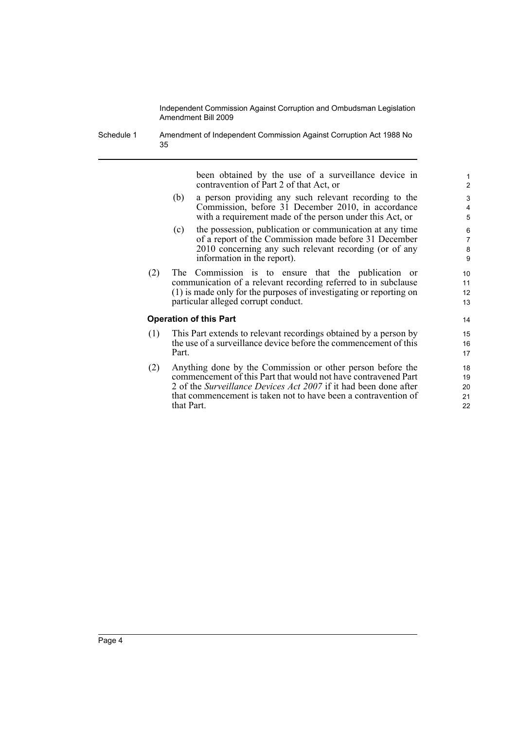been obtained by the use of a surveillance device in contravention of Part 2 of that Act, or

(b) a person providing any such relevant recording to the Commission, before 31 December 2010, in accordance with a requirement made of the person under this Act, or

(c) the possession, publication or communication at any time of a report of the Commission made before 31 December 2010 concerning any such relevant recording (or of any information in the report).

(2) The Commission is to ensure that the publication or communication of a relevant recording referred to in subclause (1) is made only for the purposes of investigating or reporting on particular alleged corrupt conduct.

**Operation of this Part**

(1) This Part extends to relevant recordings obtained by a person by the use of a surveillance device before the commencement of this Part.

(2) Anything done by the Commission or other person before the commencement of this Part that would not have contravened Part 2 of the *Surveillance Devices Act 2007* if it had been done after that commencement is taken not to have been a contravention of that Part.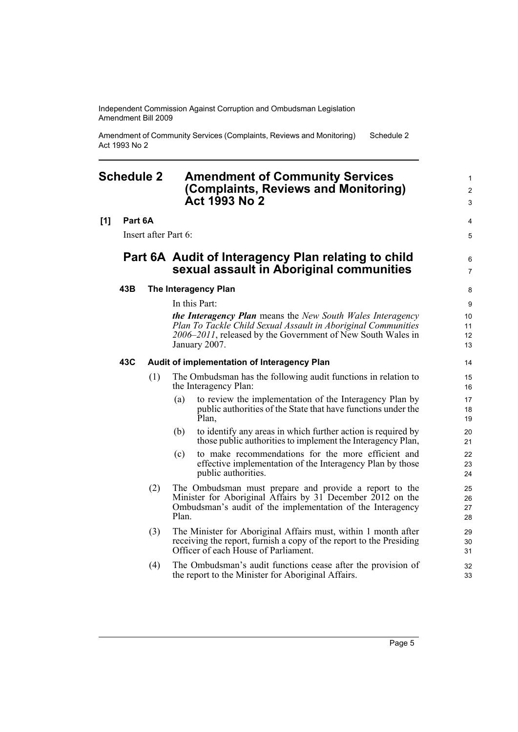## Schedule 2 Amendment of Community Services (Complaints, Reviews and Monitoring) Act 1993 No 2

**[1] Part 6A**

Insert after Part 6:

### Part 6A Audit of Interagency Plan relating to child sexual assault in Aboriginal communities

#### 43B The Interagency Plan

In this Part:

***the Interagency Plan*** means the *New South Wales Interagency Plan To Tackle Child Sexual Assault in Aboriginal Communities 2006–2011*, released by the Government of New South Wales in January 2007.

#### 43C Audit of implementation of Interagency Plan

(1) The Ombudsman has the following audit functions in relation to the Interagency Plan:

(a) to review the implementation of the Interagency Plan by public authorities of the State that have functions under the Plan,

(b) to identify any areas in which further action is required by those public authorities to implement the Interagency Plan,

(c) to make recommendations for the more efficient and effective implementation of the Interagency Plan by those public authorities.

(2) The Ombudsman must prepare and provide a report to the Minister for Aboriginal Affairs by 31 December 2012 on the Ombudsman's audit of the implementation of the Interagency Plan.

(3) The Minister for Aboriginal Affairs must, within 1 month after receiving the report, furnish a copy of the report to the Presiding Officer of each House of Parliament.

(4) The Ombudsman's audit functions cease after the provision of the report to the Minister for Aboriginal Affairs.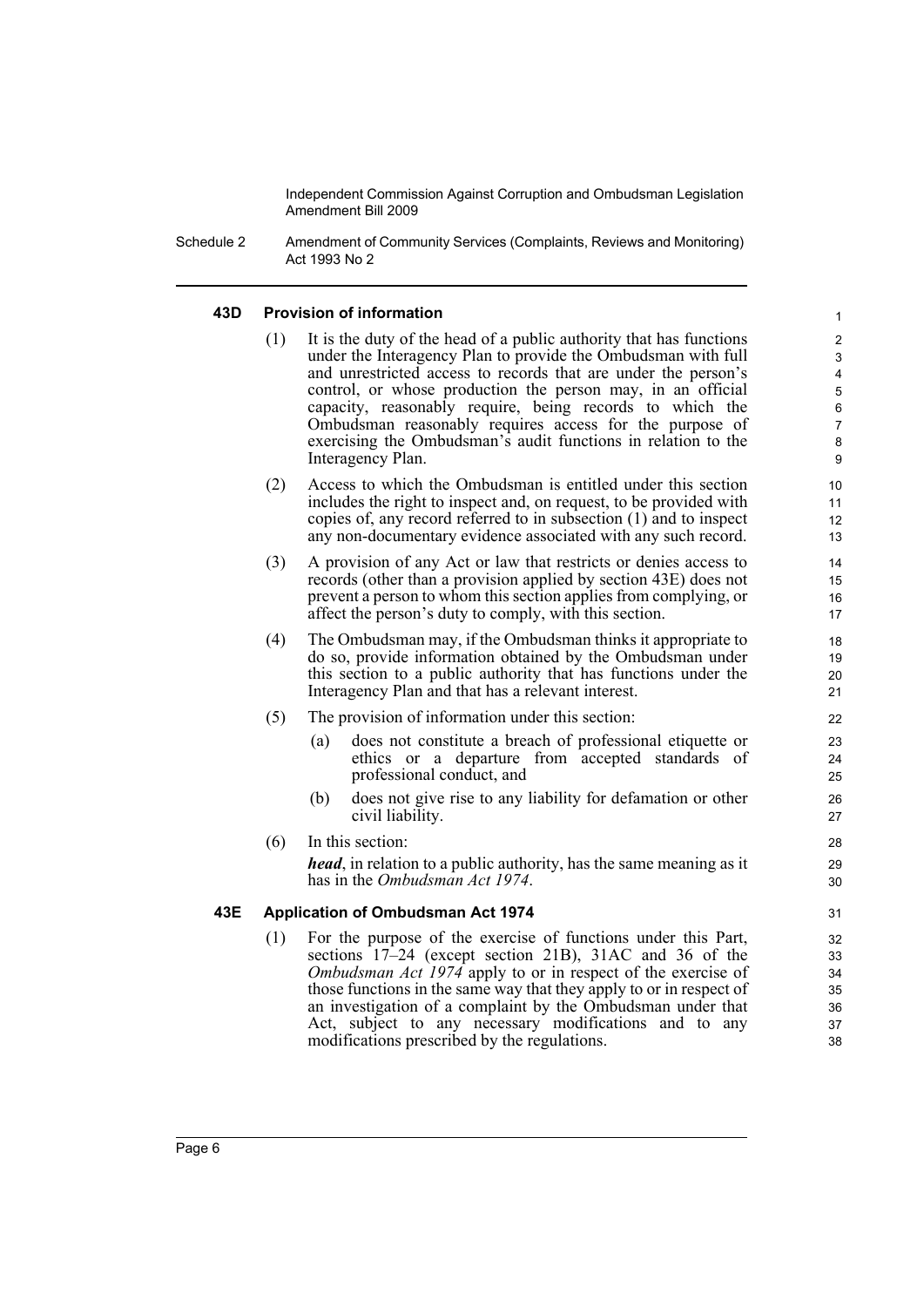#### 43D Provision of information

(1) It is the duty of the head of a public authority that has functions under the Interagency Plan to provide the Ombudsman with full and unrestricted access to records that are under the person's control, or whose production the person may, in an official capacity, reasonably require, being records to which the Ombudsman reasonably requires access for the purpose of exercising the Ombudsman's audit functions in relation to the Interagency Plan.

(2) Access to which the Ombudsman is entitled under this section includes the right to inspect and, on request, to be provided with copies of, any record referred to in subsection (1) and to inspect any non-documentary evidence associated with any such record.

(3) A provision of any Act or law that restricts or denies access to records (other than a provision applied by section 43E) does not prevent a person to whom this section applies from complying, or affect the person's duty to comply, with this section.

(4) The Ombudsman may, if the Ombudsman thinks it appropriate to do so, provide information obtained by the Ombudsman under this section to a public authority that has functions under the Interagency Plan and that has a relevant interest.

(5) The provision of information under this section:

(a) does not constitute a breach of professional etiquette or ethics or a departure from accepted standards of professional conduct, and

(b) does not give rise to any liability for defamation or other civil liability.

(6) In this section:

***head***, in relation to a public authority, has the same meaning as it has in the *Ombudsman Act 1974*.

#### 43E Application of Ombudsman Act 1974

(1) For the purpose of the exercise of functions under this Part, sections 17–24 (except section 21B), 31AC and 36 of the *Ombudsman Act 1974* apply to or in respect of the exercise of those functions in the same way that they apply to or in respect of an investigation of a complaint by the Ombudsman under that Act, subject to any necessary modifications and to any modifications prescribed by the regulations.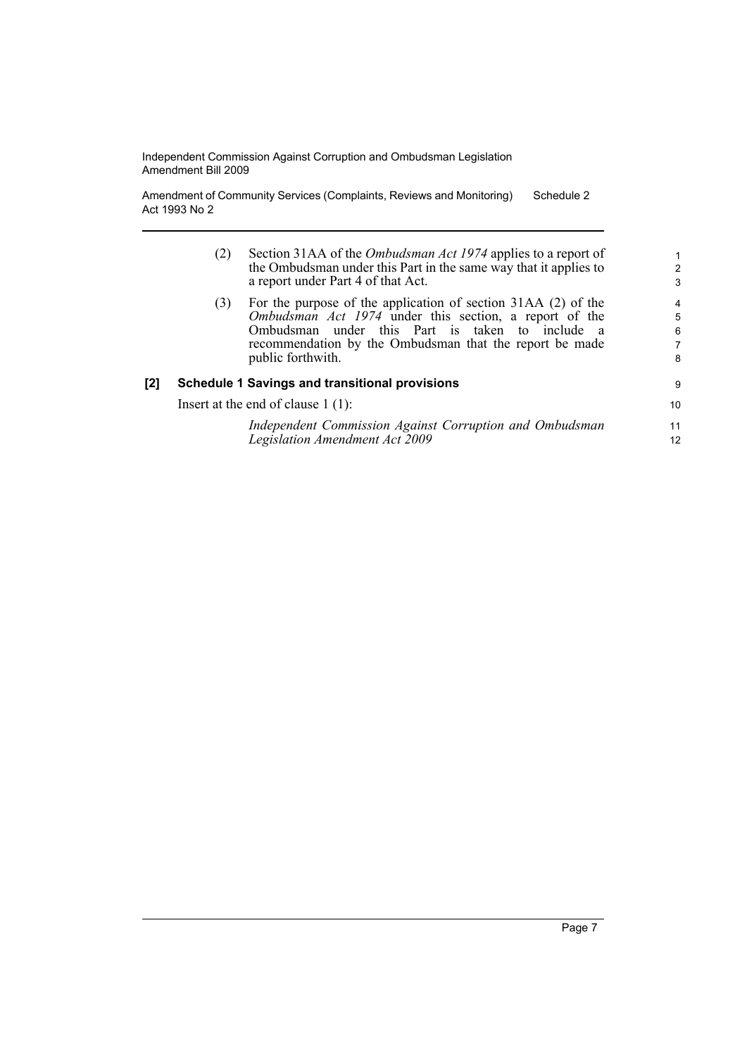(2) Section 31AA of the *Ombudsman Act 1974* applies to a report of the Ombudsman under this Part in the same way that it applies to a report under Part 4 of that Act.

(3) For the purpose of the application of section 31AA (2) of the *Ombudsman Act 1974* under this section, a report of the Ombudsman under this Part is taken to include a recommendation by the Ombudsman that the report be made public forthwith.

**[2] Schedule 1 Savings and transitional provisions**

Insert at the end of clause 1 (1):

*Independent Commission Against Corruption and Ombudsman Legislation Amendment Act 2009*